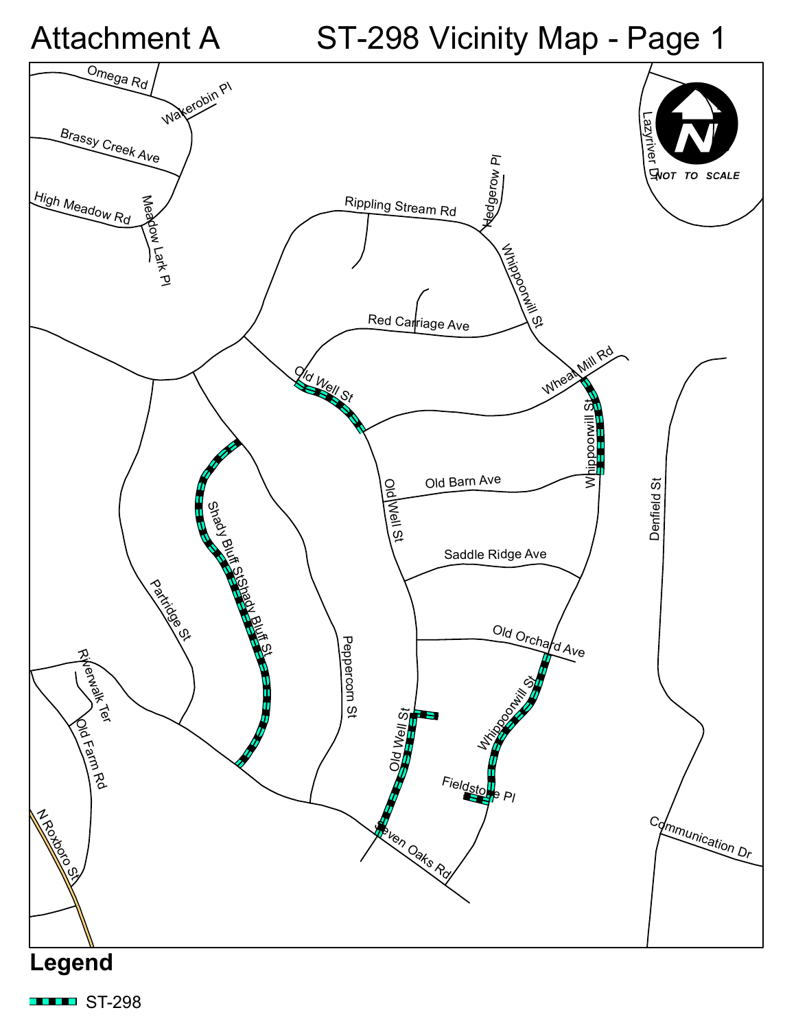# Attachment A ST-298 Vicinity Map - Page 1

Omega Rd
Wakerobin Pl
Brassy Creek Ave
High Meadow Rd
Meadow Lark Pl
Lazyriver Dr
NOT TO SCALE
Hedgerow Pl
Rippling Stream Rd
Whippoorwill St
Red Carriage Ave
Old Well St
Wheat Mill Rd
Whippoorwill St
Old Barn Ave
Old Well St
Denfield St
Shady Bluff St
Shady Bluff St
Saddle Ridge Ave
Partridge St
Old Orchard Ave
Peppercorn St
Riverwalk Ter
Whippoorwill St
Old Farm Rd
Old Well St
Fieldstone Pl
Communication Dr
N Roxboro St
Seven Oaks Rd

## Legend

ST-298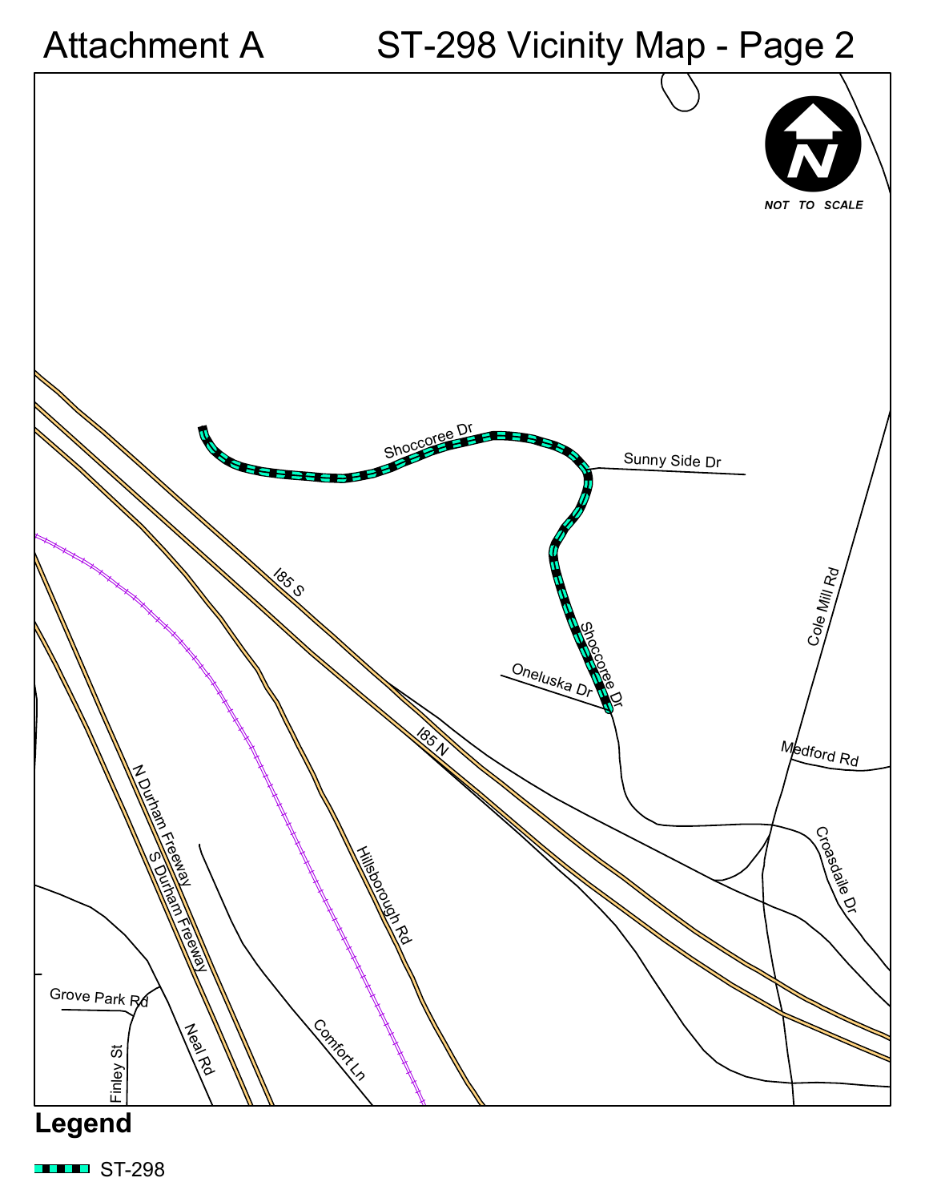# Attachment A ST-298 Vicinity Map - Page 2

NOT TO SCALE

Shoccoree Dr

Sunny Side Dr

Shoccoree Dr

Oneluska Dr

Cole Mill Rd

Medford Rd

Croasdaile Dr

I85 S

I85 N

N Durham Freeway

S Durham Freeway

Hillsborough Rd

Comfort Ln

Grove Park Rd

Neal Rd

Finley St

## Legend

ST-298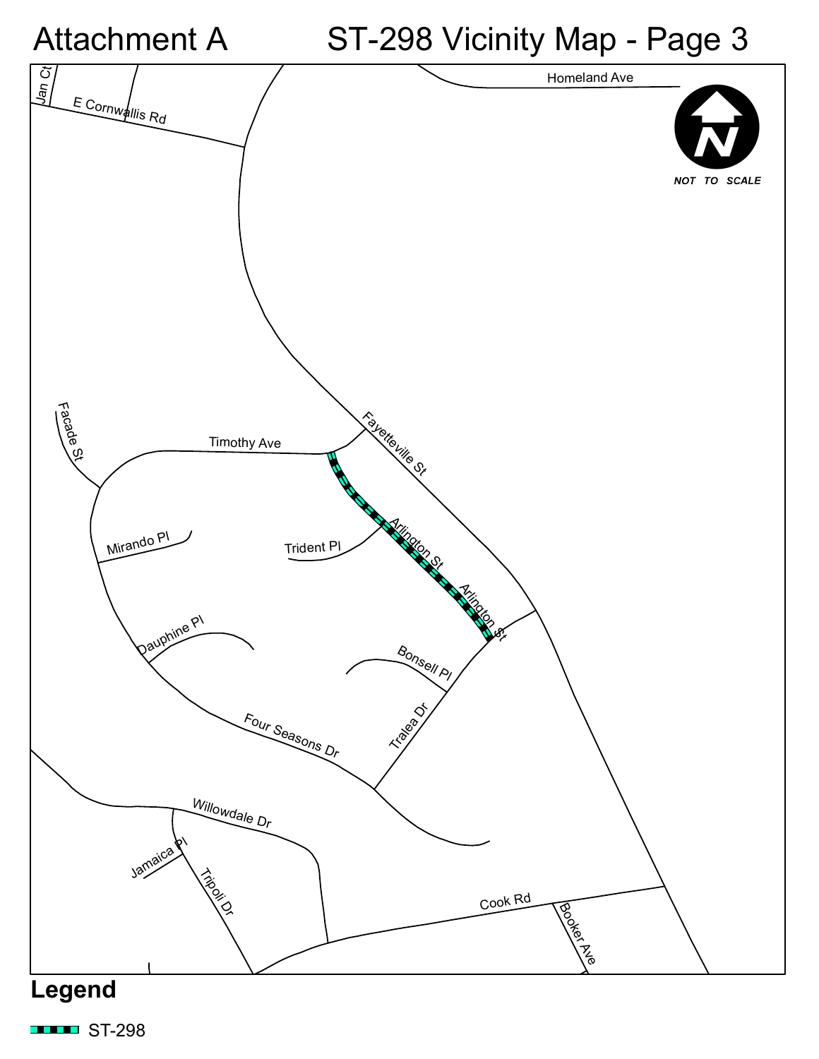# Attachment A ST-298 Vicinity Map - Page 3

Homeland Ave

Jan Ct

E Cornwallis Rd

NOT TO SCALE

Facade St

Timothy Ave

Fayetteville St

Mirando Pl

Trident Pl

Arlington St

Arlington St

Dauphine Pl

Bonsell Pl

Tralea Dr

Four Seasons Dr

Willowdale Dr

Jamaica Pl

Tripoli Dr

Cook Rd

Booker Ave

## Legend

ST-298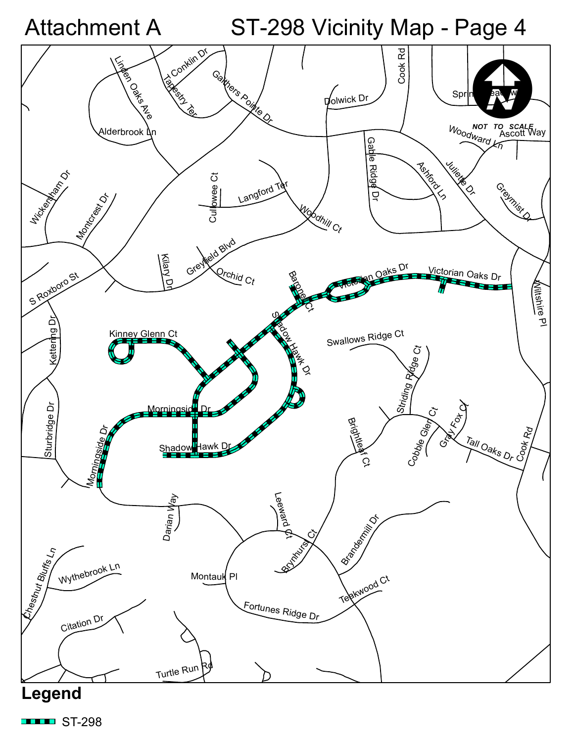# Attachment A ST-298 Vicinity Map - Page 4

Conklin Dr
Linden Oaks Ave
Tapestry Ter
Gaithers Pointe Dr
Dolwick Dr
Cook Rd
Spring Meadow
NOT TO SCALE
Woodward Ln
Ascott Way
Alderbrook Ln
Gable Ridge Dr
Ashford Ln
Juliette Dr
Greymist Dr
Wickersham Dr
Montcrest Dr
Cullowee Ct
Langford Ter
Woodhill Ct
Kilary Dr
Greyfield Blvd
Orchid Ct
Baronet Ct
Victorian Oaks Dr
Victorian Oaks Dr
Wiltshire Pl
S Roxboro St
Kettering Dr
Kinney Glenn Ct
Shadow Hawk Dr
Swallows Ridge Ct
Striding Ridge Ct
Morningside Dr
Brightleaf Ct
Cobble Glen Ct
Gray Fox Ct
Tall Oaks Dr
Cook Rd
Sturbridge Dr
Shadow Hawk Dr
Morningside Dr
Darian Way
Leeward Ct
Brandermill Dr
Brynhurst Ct
Chestnut Bluffs Ln
Wythebrook Ln
Montauk Pl
Teakwood Ct
Fortunes Ridge Dr
Citation Dr
Turtle Run Rd

**Legend**

ST-298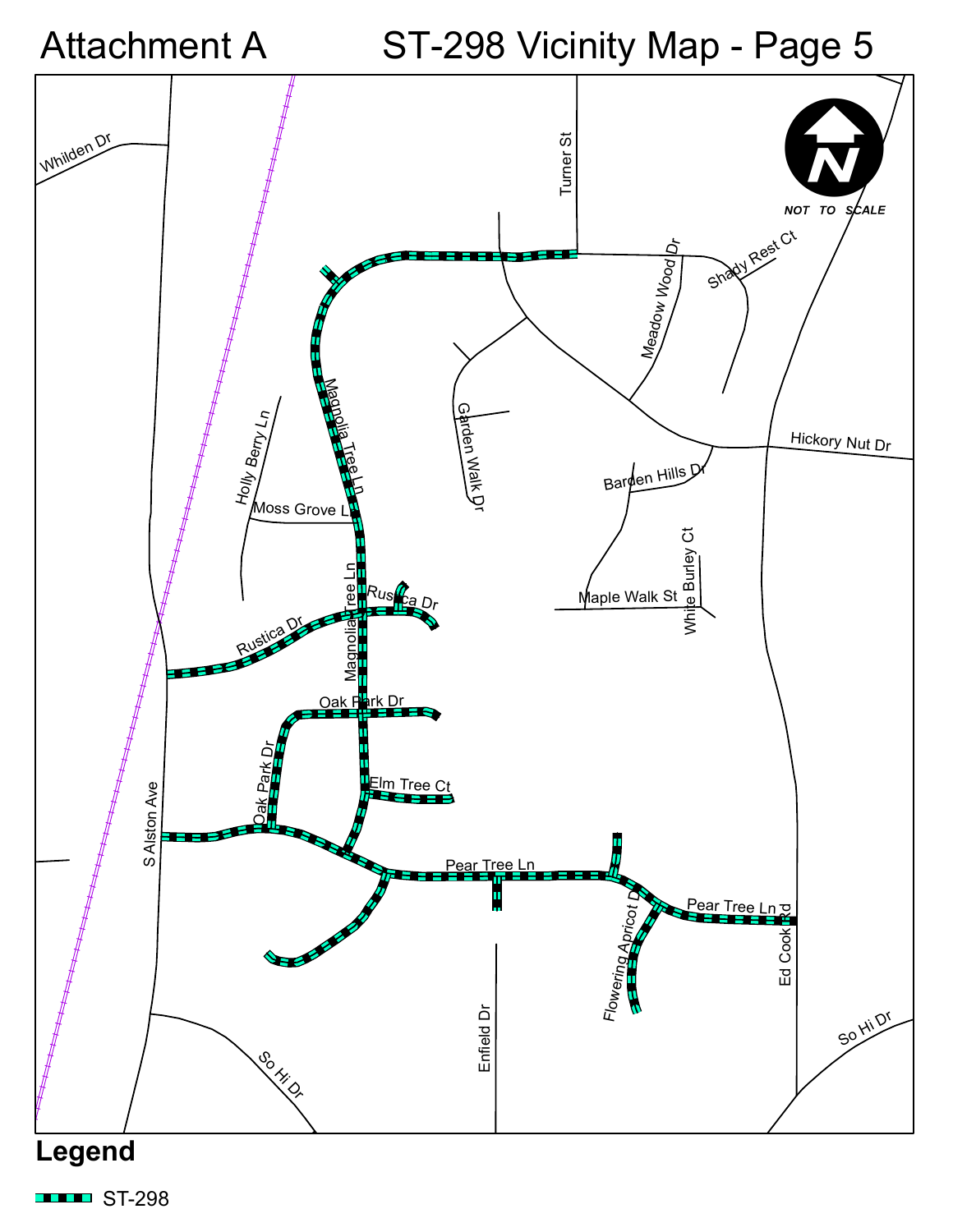# Attachment A

# ST-298 Vicinity Map - Page 5

NOT TO SCALE

Whilden Dr
Turner St
Meadow Wood Dr
Shady Rest Ct
Magnolia Tree Ln
Garden Walk Dr
Holly Berry Ln
Hickory Nut Dr
Barden Hills Dr
Moss Grove Ln
White Burley Ct
Maple Walk St
Rustica Dr
Oak Park Dr
Elm Tree Ct
S Alston Ave
Pear Tree Ln
Flowering Apricot Dr
Ed Cook Rd
Enfield Dr
So Hi Dr

## Legend

ST-298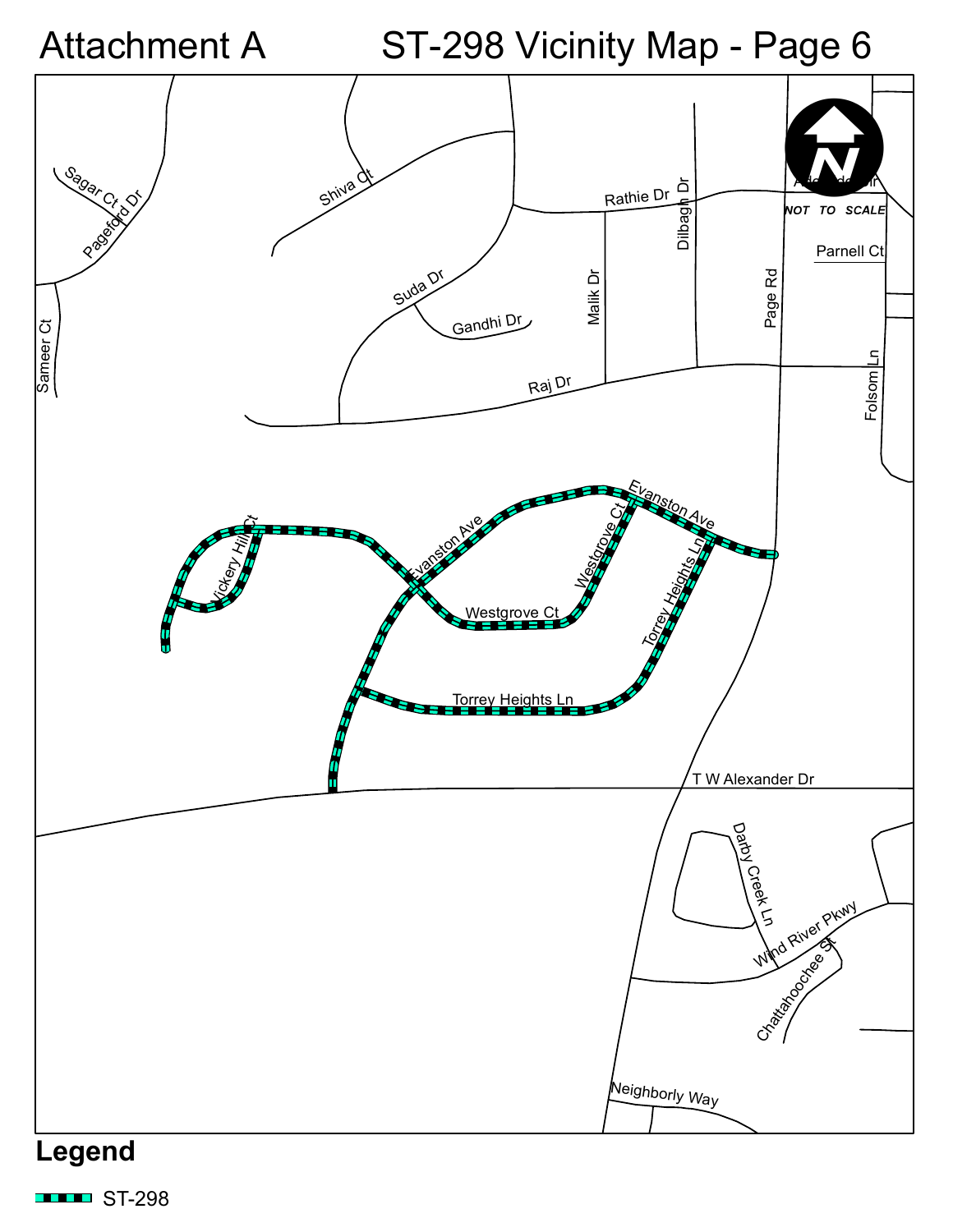# Attachment A    ST-298 Vicinity Map - Page 6

NOT TO SCALE

Sagar Ct
Pageford Dr
Shiva Ct
Rathie Dr
Dilbagh Dr
Parnell Ct
Sameer Ct
Suda Dr
Gandhi Dr
Malik Dr
Page Rd
Folsom Ln
Raj Dr
Evanston Ave
Vickery Hill Ct
Evanston Ave
Westgrove Ct
Torrey Heights Ln
Westgrove Ct
Torrey Heights Ln
T W Alexander Dr
Darby Creek Ln
Wind River Pkwy
Chattahoochee St
Neighborly Way

## Legend

ST-298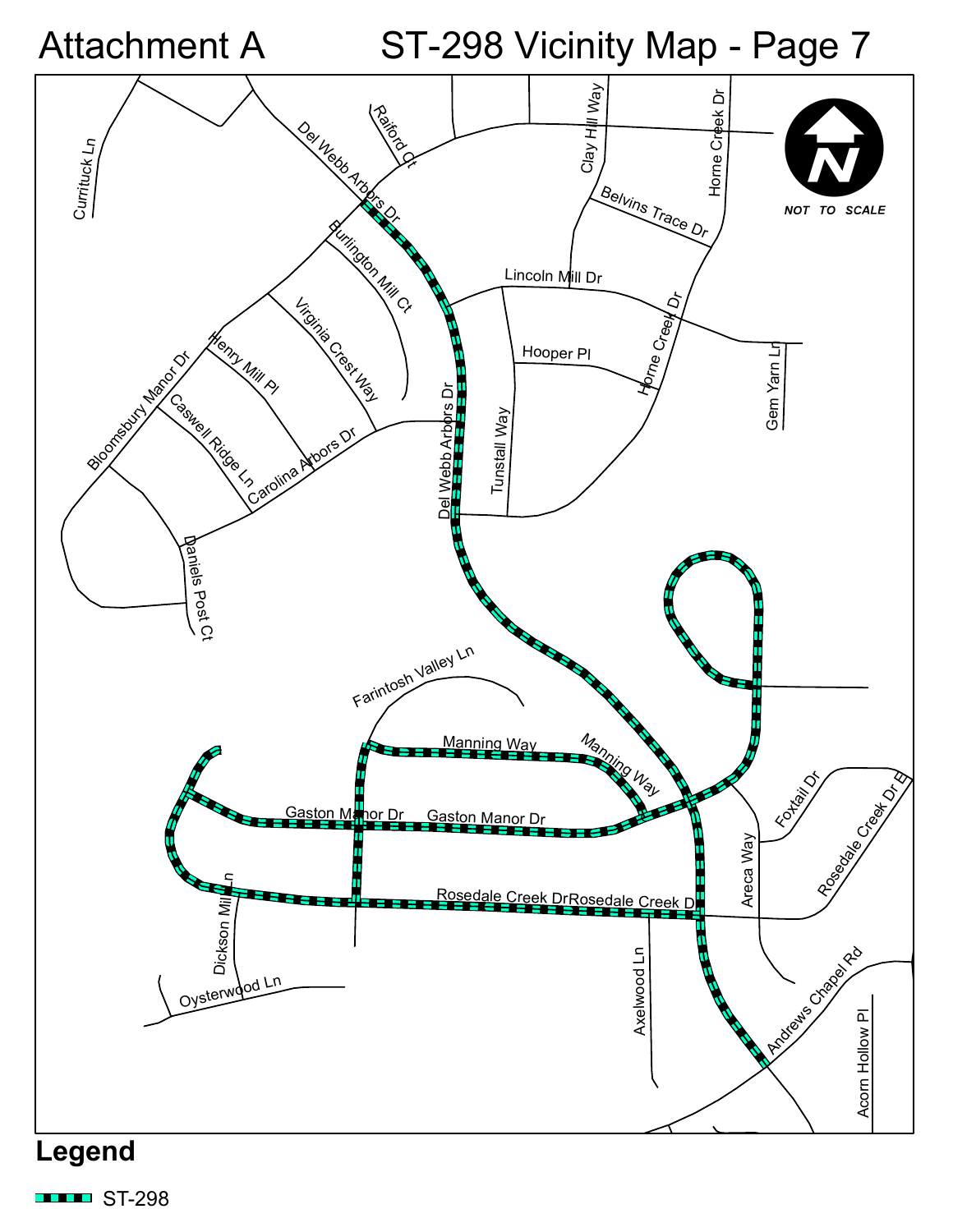# Attachment A ST-298 Vicinity Map - Page 7

Currituck Ln

Del Webb Arbors Dr

Raiford Ct

Clay Hill Way

Horne Creek Dr

Belvins Trace Dr

NOT TO SCALE

Burlington Mill Ct

Lincoln Mill Dr

Virginia Crest Way

Henry Mill Pl

Hooper Pl

Horne Creek Dr

Gem Yarn Ln

Bloomsbury Manor Dr

Caswell Ridge Ln

Carolina Arbors Dr

Del Webb Arbors Dr

Tunstall Way

Daniels Post Ct

Farintosh Valley Ln

Manning Way

Manning Way

Gaston Manor Dr

Gaston Manor Dr

Foxtail Dr

Rosedale Creek Dr E

Areca Way

Rosedale Creek Dr

Rosedale Creek Dr

Dickson Mill Ln

Oysterwood Ln

Axelwood Ln

Andrews Chapel Rd

Acorn Hollow Pl

## Legend

ST-298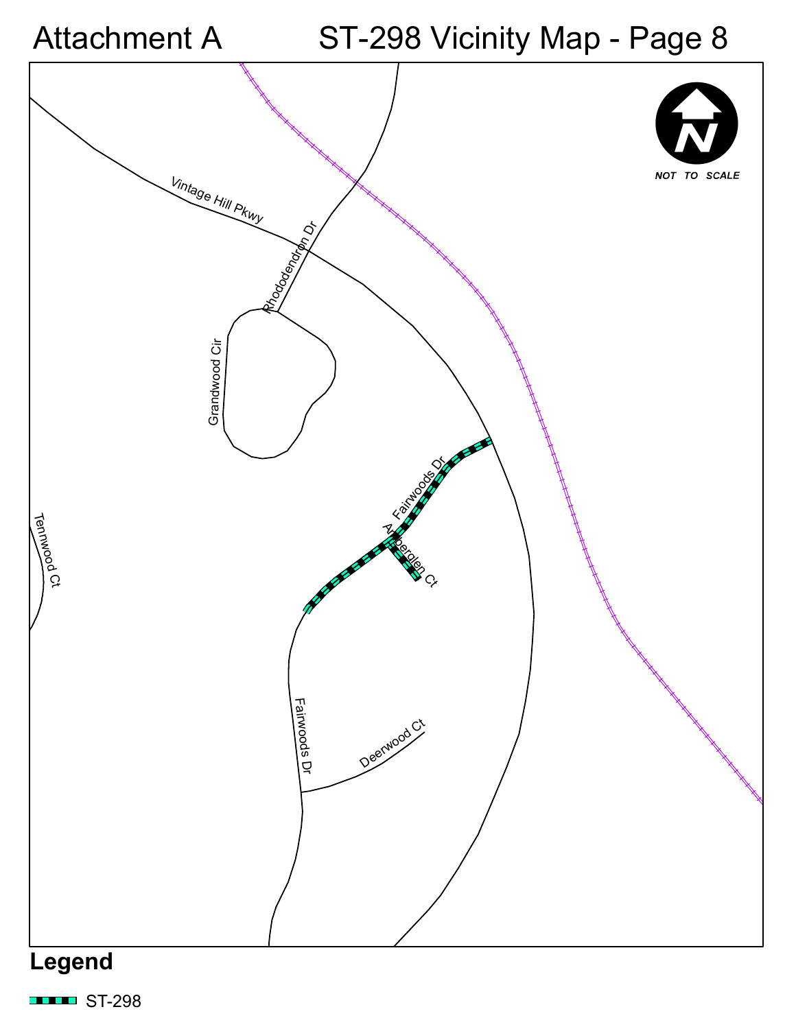# Attachment A ST-298 Vicinity Map - Page 8

NOT TO SCALE

Vintage Hill Pkwy

Rhododendron Dr

Grandwood Cir

Fairwoods Dr

Amberglen Ct

Tennwood Ct

Fairwoods Dr

Deerwood Ct

**Legend**

ST-298